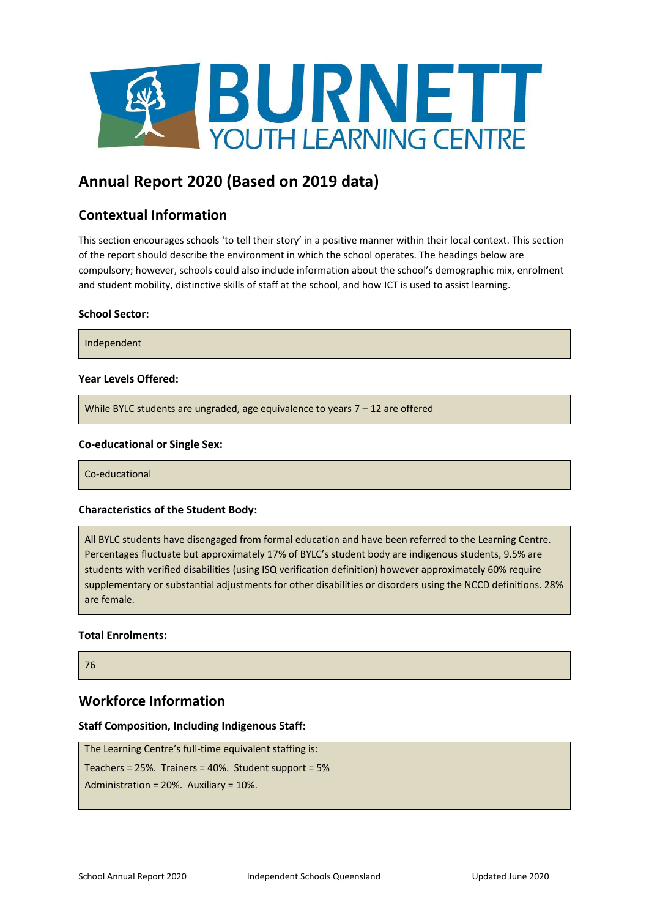# BURNETT YOUTH LEARNING CENTRE

## Annual Report 2020 (Based on 2019 data)

## Contextual Information

This section encourages schools 'to tell their story' in a positive manner within their local context. This section of the report should describe the environment in which the school operates. The headings below are compulsory; however, schools could also include information about the school's demographic mix, enrolment and student mobility, distinctive skills of staff at the school, and how ICT is used to assist learning.

### School Sector:

Independent

### Year Levels Offered:

While BYLC students are ungraded, age equivalence to years 7 – 12 are offered

### Co-educational or Single Sex:

Co-educational

### Characteristics of the Student Body:

All BYLC students have disengaged from formal education and have been referred to the Learning Centre. Percentages fluctuate but approximately 17% of BYLC's student body are indigenous students, 9.5% are students with verified disabilities (using ISQ verification definition) however approximately 60% require supplementary or substantial adjustments for other disabilities or disorders using the NCCD definitions. 28% are female.

### Total Enrolments:

76

## Workforce Information

### Staff Composition, Including Indigenous Staff:

The Learning Centre's full-time equivalent staffing is:

Teachers = 25%. Trainers = 40%. Student support = 5%

Administration = 20%. Auxiliary = 10%.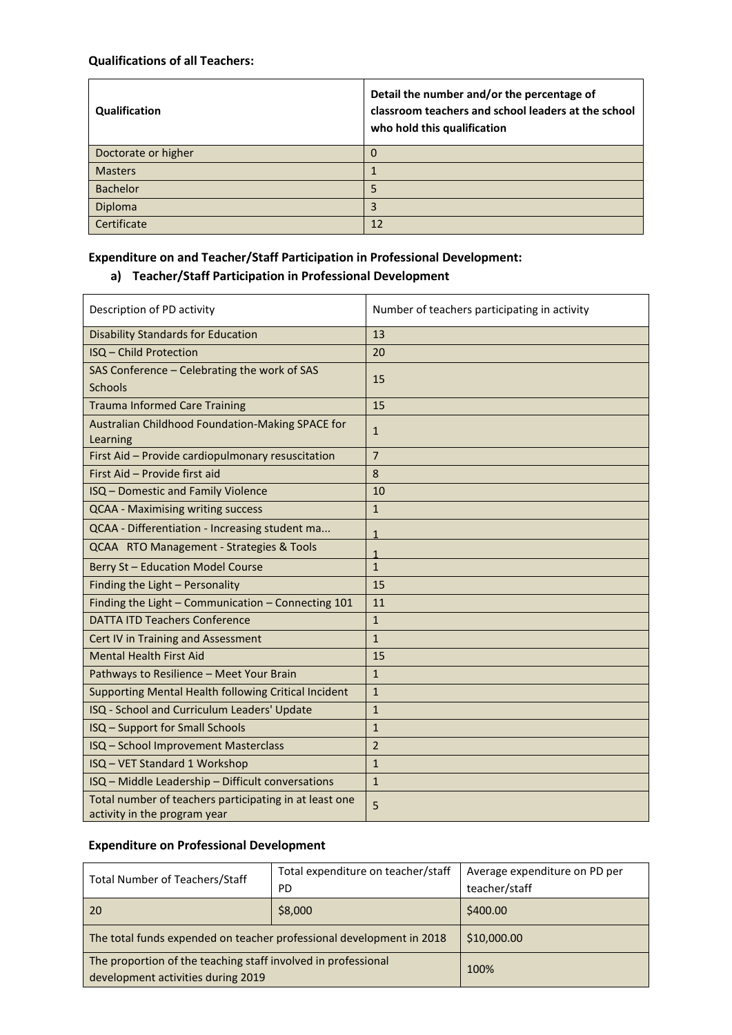**Qualifications of all Teachers:**

| Qualification | Detail the number and/or the percentage of classroom teachers and school leaders at the school who hold this qualification |
|---|---|
| Doctorate or higher | 0 |
| Masters | 1 |
| Bachelor | 5 |
| Diploma | 3 |
| Certificate | 12 |

**Expenditure on and Teacher/Staff Participation in Professional Development:**

**a) Teacher/Staff Participation in Professional Development**

| Description of PD activity | Number of teachers participating in activity |
|---|---|
| Disability Standards for Education | 13 |
| ISQ – Child Protection | 20 |
| SAS Conference – Celebrating the work of SAS Schools | 15 |
| Trauma Informed Care Training | 15 |
| Australian Childhood Foundation-Making SPACE for Learning | 1 |
| First Aid – Provide cardiopulmonary resuscitation | 7 |
| First Aid – Provide first aid | 8 |
| ISQ – Domestic and Family Violence | 10 |
| QCAA - Maximising writing success | 1 |
| QCAA - Differentiation - Increasing student ma... | 1 |
| QCAA RTO Management - Strategies & Tools | 1 |
| Berry St – Education Model Course | 1 |
| Finding the Light – Personality | 15 |
| Finding the Light – Communication – Connecting 101 | 11 |
| DATTA ITD Teachers Conference | 1 |
| Cert IV in Training and Assessment | 1 |
| Mental Health First Aid | 15 |
| Pathways to Resilience – Meet Your Brain | 1 |
| Supporting Mental Health following Critical Incident | 1 |
| ISQ - School and Curriculum Leaders' Update | 1 |
| ISQ – Support for Small Schools | 1 |
| ISQ – School Improvement Masterclass | 2 |
| ISQ – VET Standard 1 Workshop | 1 |
| ISQ – Middle Leadership – Difficult conversations | 1 |
| Total number of teachers participating in at least one activity in the program year | 5 |

**Expenditure on Professional Development**

| Total Number of Teachers/Staff | Total expenditure on teacher/staff PD | Average expenditure on PD per teacher/staff |
|---|---|---|
| 20 | $8,000 | $400.00 |
| The total funds expended on teacher professional development in 2018 | | $10,000.00 |
| The proportion of the teaching staff involved in professional development activities during 2019 | | 100% |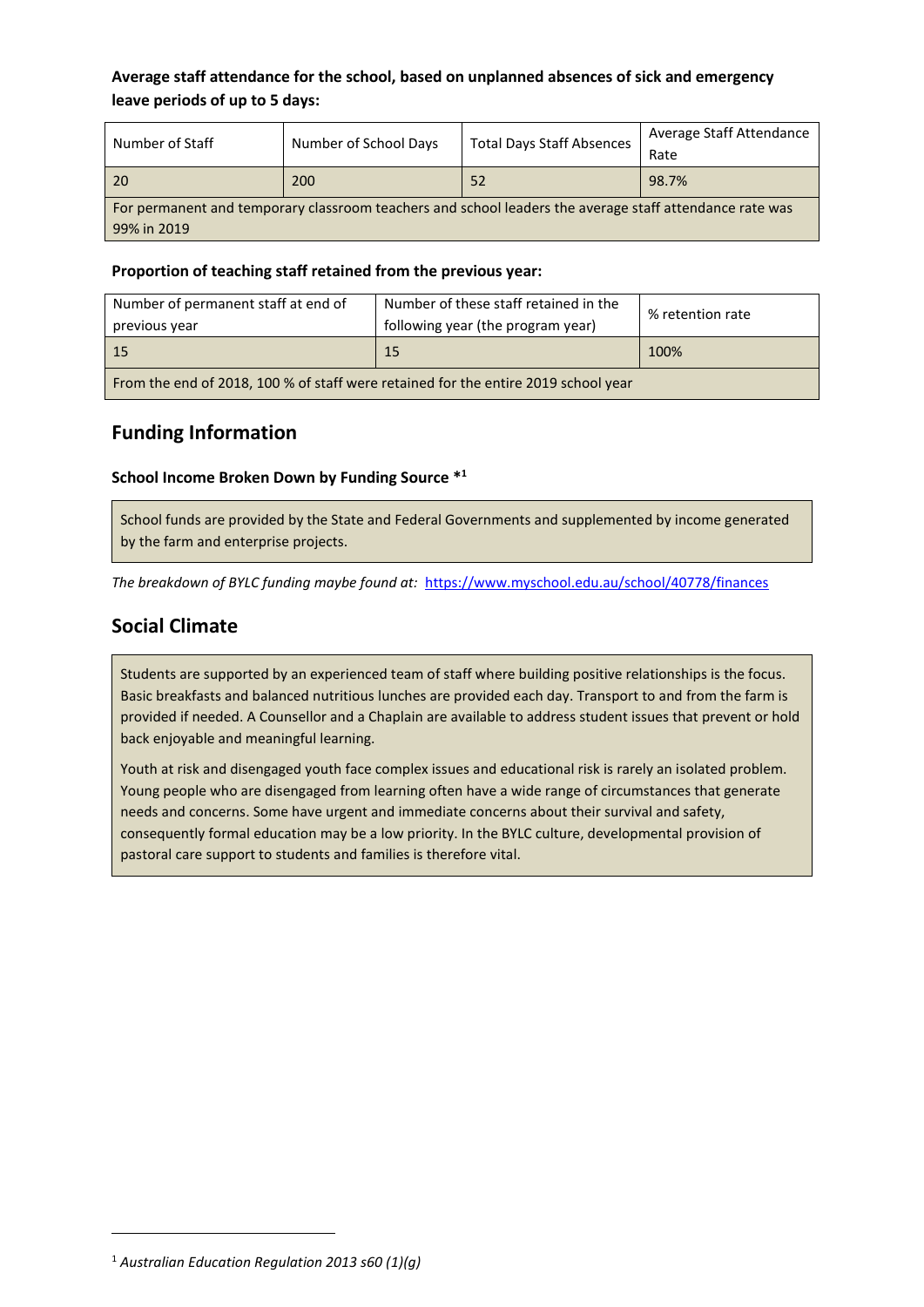**Average staff attendance for the school, based on unplanned absences of sick and emergency leave periods of up to 5 days:**

| Number of Staff | Number of School Days | Total Days Staff Absences | Average Staff Attendance Rate |
|---|---|---|---|
| 20 | 200 | 52 | 98.7% |
| For permanent and temporary classroom teachers and school leaders the average staff attendance rate was 99% in 2019 | | | |

**Proportion of teaching staff retained from the previous year:**

| Number of permanent staff at end of previous year | Number of these staff retained in the following year (the program year) | % retention rate |
|---|---|---|
| 15 | 15 | 100% |
| From the end of 2018, 100 % of staff were retained for the entire 2019 school year | | |

## Funding Information

**School Income Broken Down by Funding Source *[1]**

School funds are provided by the State and Federal Governments and supplemented by income generated by the farm and enterprise projects.

*The breakdown of BYLC funding maybe found at:* https://www.myschool.edu.au/school/40778/finances

## Social Climate

Students are supported by an experienced team of staff where building positive relationships is the focus. Basic breakfasts and balanced nutritious lunches are provided each day. Transport to and from the farm is provided if needed. A Counsellor and a Chaplain are available to address student issues that prevent or hold back enjoyable and meaningful learning.

Youth at risk and disengaged youth face complex issues and educational risk is rarely an isolated problem. Young people who are disengaged from learning often have a wide range of circumstances that generate needs and concerns. Some have urgent and immediate concerns about their survival and safety, consequently formal education may be a low priority. In the BYLC culture, developmental provision of pastoral care support to students and families is therefore vital.

[1] *Australian Education Regulation 2013 s60 (1)(g)*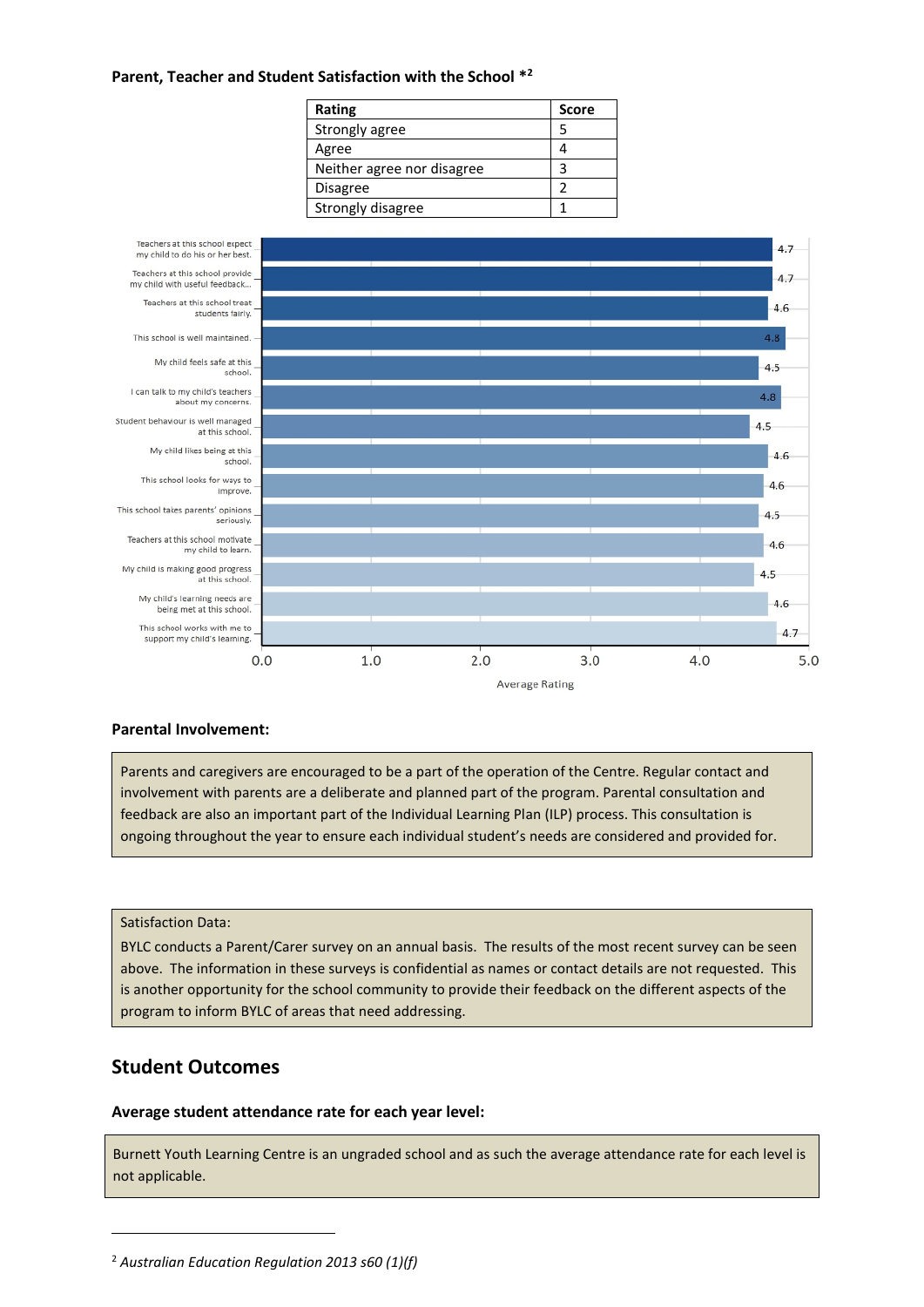**Parent, Teacher and Student Satisfaction with the School \*[2]**

| Rating | Score |
|---|---|
| Strongly agree | 5 |
| Agree | 4 |
| Neither agree nor disagree | 3 |
| Disagree | 2 |
| Strongly disagree | 1 |

| Statement | Average Rating |
|---|---|
| Teachers at this school expect my child to do his or her best. | 4.7 |
| Teachers at this school provide my child with useful feedback... | 4.7 |
| Teachers at this school treat students fairly. | 4.6 |
| This school is well maintained. | 4.8 |
| My child feels safe at this school. | 4.5 |
| I can talk to my child's teachers about my concerns. | 4.8 |
| Student behaviour is well managed at this school. | 4.5 |
| My child likes being at this school. | 4.6 |
| This school looks for ways to improve. | 4.6 |
| This school takes parents' opinions seriously. | 4.5 |
| Teachers at this school motivate my child to learn. | 4.6 |
| My child is making good progress at this school. | 4.5 |
| My child's learning needs are being met at this school. | 4.6 |
| This school works with me to support my child's learning. | 4.7 |

**Parental Involvement:**

Parents and caregivers are encouraged to be a part of the operation of the Centre. Regular contact and involvement with parents are a deliberate and planned part of the program. Parental consultation and feedback are also an important part of the Individual Learning Plan (ILP) process. This consultation is ongoing throughout the year to ensure each individual student's needs are considered and provided for.

Satisfaction Data:

BYLC conducts a Parent/Carer survey on an annual basis. The results of the most recent survey can be seen above. The information in these surveys is confidential as names or contact details are not requested. This is another opportunity for the school community to provide their feedback on the different aspects of the program to inform BYLC of areas that need addressing.

## Student Outcomes

**Average student attendance rate for each year level:**

Burnett Youth Learning Centre is an ungraded school and as such the average attendance rate for each level is not applicable.

[2] *Australian Education Regulation 2013 s60 (1)(f)*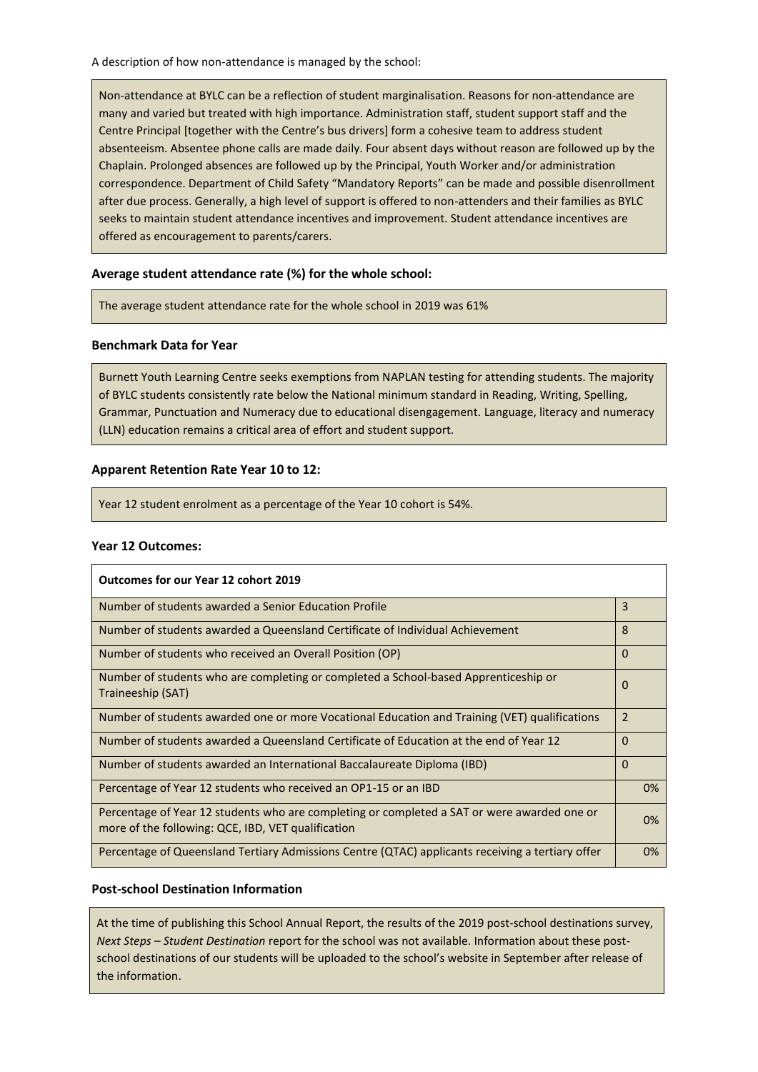A description of how non-attendance is managed by the school:

Non-attendance at BYLC can be a reflection of student marginalisation. Reasons for non-attendance are many and varied but treated with high importance. Administration staff, student support staff and the Centre Principal [together with the Centre's bus drivers] form a cohesive team to address student absenteeism. Absentee phone calls are made daily. Four absent days without reason are followed up by the Chaplain. Prolonged absences are followed up by the Principal, Youth Worker and/or administration correspondence. Department of Child Safety "Mandatory Reports" can be made and possible disenrollment after due process. Generally, a high level of support is offered to non-attenders and their families as BYLC seeks to maintain student attendance incentives and improvement. Student attendance incentives are offered as encouragement to parents/carers.

**Average student attendance rate (%) for the whole school:**

The average student attendance rate for the whole school in 2019 was 61%

**Benchmark Data for Year**

Burnett Youth Learning Centre seeks exemptions from NAPLAN testing for attending students. The majority of BYLC students consistently rate below the National minimum standard in Reading, Writing, Spelling, Grammar, Punctuation and Numeracy due to educational disengagement. Language, literacy and numeracy (LLN) education remains a critical area of effort and student support.

**Apparent Retention Rate Year 10 to 12:**

Year 12 student enrolment as a percentage of the Year 10 cohort is 54%.

**Year 12 Outcomes:**

| Outcomes for our Year 12 cohort 2019 | |
|---|---|
| Number of students awarded a Senior Education Profile | 3 |
| Number of students awarded a Queensland Certificate of Individual Achievement | 8 |
| Number of students who received an Overall Position (OP) | 0 |
| Number of students who are completing or completed a School-based Apprenticeship or Traineeship (SAT) | 0 |
| Number of students awarded one or more Vocational Education and Training (VET) qualifications | 2 |
| Number of students awarded a Queensland Certificate of Education at the end of Year 12 | 0 |
| Number of students awarded an International Baccalaureate Diploma (IBD) | 0 |
| Percentage of Year 12 students who received an OP1-15 or an IBD | 0% |
| Percentage of Year 12 students who are completing or completed a SAT or were awarded one or more of the following: QCE, IBD, VET qualification | 0% |
| Percentage of Queensland Tertiary Admissions Centre (QTAC) applicants receiving a tertiary offer | 0% |

**Post-school Destination Information**

At the time of publishing this School Annual Report, the results of the 2019 post-school destinations survey, *Next Steps – Student Destination* report for the school was not available. Information about these post-school destinations of our students will be uploaded to the school's website in September after release of the information.